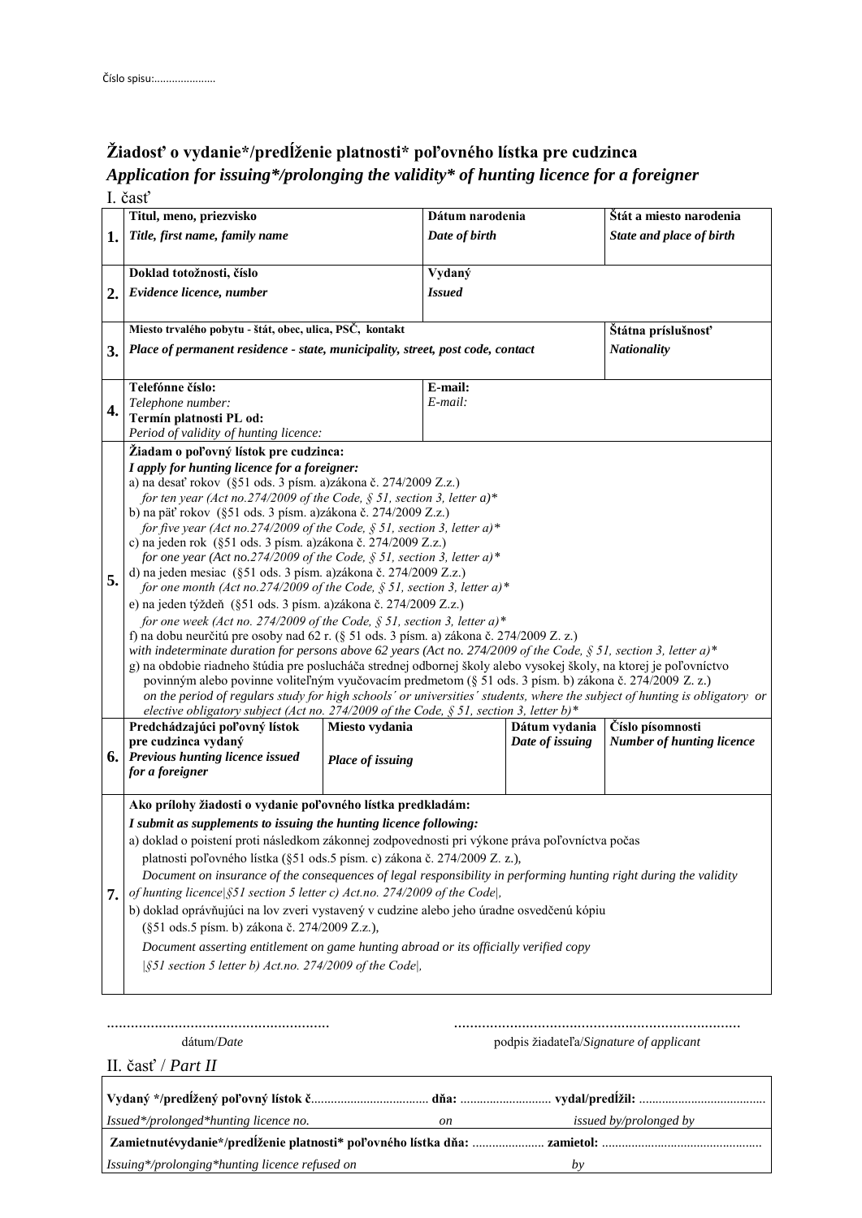Číslo spisu:....................

# Žiadosť o vydanie*/predĺženie platnosti* poľovného lístka pre cudzinca

## *Application for issuing*/prolonging the validity* of hunting licence for a foreigner*

I. časť

| | | | | | |
|---|---|---|---|---|---|
| **1.** | **Titul, meno, priezvisko** *Title, first name, family name* | | **Dátum narodenia** *Date of birth* | | **Štát a miesto narodenia** *State and place of birth* |
| **2.** | **Doklad totožnosti, číslo** *Evidence licence, number* | | **Vydaný** *Issued* | | |
| **3.** | **Miesto trvalého pobytu - štát, obec, ulica, PSČ, kontakt** *Place of permanent residence - state, municipality, street, post code, contact* | | | | **Štátna príslušnosť** *Nationality* |
| **4.** | **Telefónne číslo:** *Telephone number:* **Termín platnosti PL od:** *Period of validity of hunting licence:* | | **E-mail:** *E-mail:* | | |
| **5.** | **Žiadam o poľovný lístok pre cudzinca:** *I apply for hunting licence for a foreigner:* a) na desať rokov (§51 ods. 3 písm. a)zákona č. 274/2009 Z.z.) *for ten year (Act no.274/2009 of the Code, § 51, section 3, letter a)** b) na päť rokov (§51 ods. 3 písm. a)zákona č. 274/2009 Z.z.) *for five year (Act no.274/2009 of the Code, § 51, section 3, letter a)** c) na jeden rok (§51 ods. 3 písm. a)zákona č. 274/2009 Z.z.) *for one year (Act no.274/2009 of the Code, § 51, section 3, letter a)** d) na jeden mesiac (§51 ods. 3 písm. a)zákona č. 274/2009 Z.z.) *for one month (Act no.274/2009 of the Code, § 51, section 3, letter a)** e) na jeden týždeň (§51 ods. 3 písm. a)zákona č. 274/2009 Z.z.) *for one week (Act no. 274/2009 of the Code, § 51, section 3, letter a)** f) na dobu neurčitú pre osoby nad 62 r. (§ 51 ods. 3 písm. a) zákona č. 274/2009 Z. z.) *with indeterminate duration for persons above 62 years (Act no. 274/2009 of the Code, § 51, section 3, letter a)** g) na obdobie riadneho štúdia pre poslucháča strednej odbornej školy alebo vysokej školy, na ktorej je poľovníctvo povinným alebo povinne voliteľným vyučovacím predmetom (§ 51 ods. 3 písm. b) zákona č. 274/2009 Z. z.) *on the period of regulars study for high schools´ or universities´ students, where the subject of hunting is obligatory or elective obligatory subject (Act no. 274/2009 of the Code, § 51, section 3, letter b)** | | | | |
| **6.** | **Predchádzajúci poľovný lístok pre cudzinca vydaný** ***Previous hunting licence issued for a foreigner*** | **Miesto vydania** *Place of issuing* | | **Dátum vydania** *Date of issuing* | **Číslo písomnosti** ***Number of hunting licence*** |
| **7.** | **Ako prílohy žiadosti o vydanie poľovného lístka predkladám:** ***I submit as supplements to issuing the hunting licence following:*** a) doklad o poistení proti následkom zákonnej zodpovednosti pri výkone práva poľovníctva počas platnosti poľovného lístka (§51 ods.5 písm. c) zákona č. 274/2009 Z. z.), *Document on insurance of the consequences of legal responsibility in performing hunting right during the validity of hunting licence\|§51 section 5 letter c) Act.no. 274/2009 of the Code\|,* b) doklad oprávňujúci na lov zveri vystavený v cudzine alebo jeho úradne osvedčenú kópiu (§51 ods.5 písm. b) zákona č. 274/2009 Z.z.), *Document asserting entitlement on game hunting abroad or its officially verified copy \|§51 section 5 letter b) Act.no. 274/2009 of the Code\|,* | | | | |

.......................................................  dátum/*Date*

.......................................................................  podpis žiadateľa/*Signature of applicant*

II. časť / *Part II*

**Vydaný */predĺžený poľovný lístok č**.................................... **dňa:** ........................... **vydal/predĺžil:** ......................................

*Issued*/prolonged*hunting licence no. on issued by/prolonged by*

**Zamietnutévydanie*/predĺženie platnosti* poľovného lístka dňa:** ...................... **zamietol:** ................................................

*Issuing*/prolonging*hunting licence refused on by*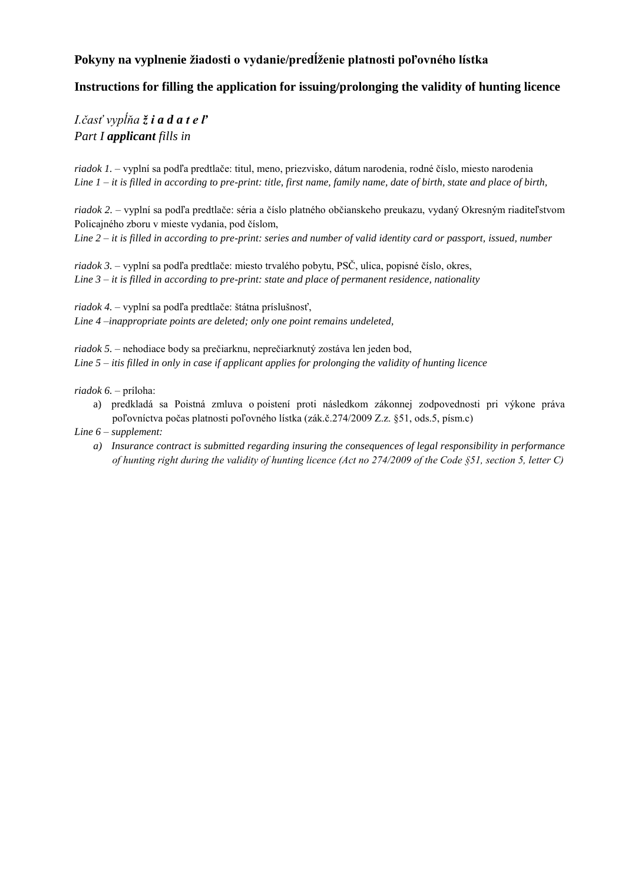**Pokyny na vyplnenie žiadosti o vydanie/predĺženie platnosti poľovného lístka**

**Instructions for filling the application for issuing/prolonging the validity of hunting licence**

*I.časť vypĺňa* ***ž i a d a t e ľ***
*Part I* ***applicant*** *fills in*

*riadok 1.* – vyplní sa podľa predtlače: titul, meno, priezvisko, dátum narodenia, rodné číslo, miesto narodenia
*Line 1 – it is filled in according to pre-print: title, first name, family name, date of birth, state and place of birth,*

*riadok 2.* – vyplní sa podľa predtlače: séria a číslo platného občianskeho preukazu, vydaný Okresným riaditeľstvom Policajného zboru v mieste vydania, pod číslom,
*Line 2 – it is filled in according to pre-print: series and number of valid identity card or passport, issued, number*

*riadok 3.* – vyplní sa podľa predtlače: miesto trvalého pobytu, PSČ, ulica, popisné číslo, okres,
*Line 3 – it is filled in according to pre-print: state and place of permanent residence, nationality*

*riadok 4.* – vyplní sa podľa predtlače: štátna príslušnosť,
*Line 4 –inappropriate points are deleted; only one point remains undeleted,*

*riadok 5.* – nehodiace body sa prečiarknu, neprečiarknutý zostáva len jeden bod,
*Line 5 – itis filled in only in case if applicant applies for prolonging the validity of hunting licence*

*riadok 6.* – príloha:

a) predkladá sa Poistná zmluva o poistení proti následkom zákonnej zodpovednosti pri výkone práva poľovníctva počas platnosti poľovného lístka (zák.č.274/2009 Z.z. §51, ods.5, písm.c)

*Line 6 – supplement:*

*a) Insurance contract is submitted regarding insuring the consequences of legal responsibility in performance of hunting right during the validity of hunting licence (Act no 274/2009 of the Code §51, section 5, letter C)*